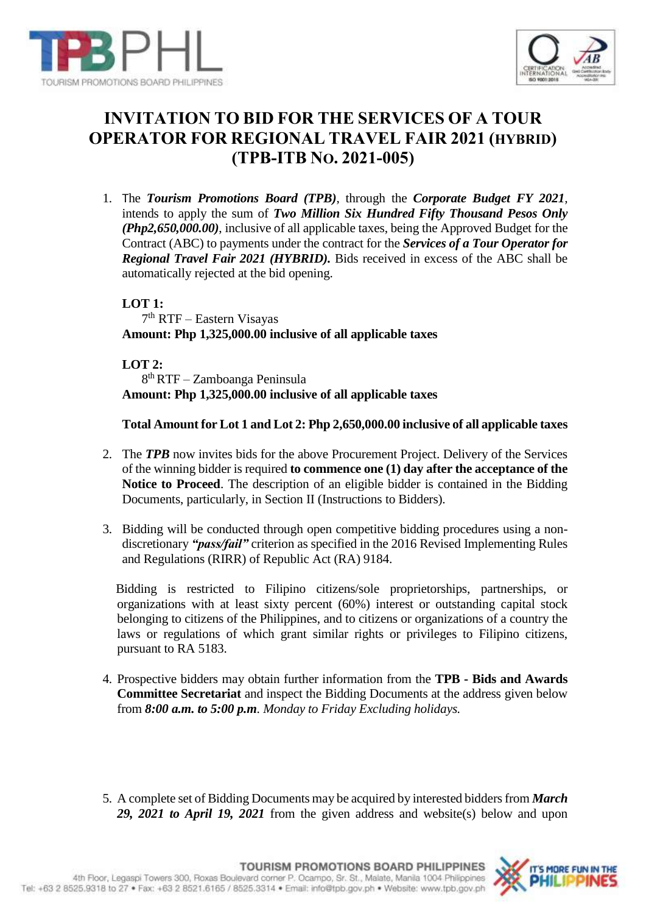# INVITATION TO BID FOR THE SERVICES OF A TOUR OPERATOR FOR REGIONAL TRAVEL FAIR 2021 (HYBRID) (TPB-ITB NO. 2021-005)

1. The ***Tourism Promotions Board (TPB)***, through the ***Corporate Budget FY 2021***, intends to apply the sum of ***Two Million Six Hundred Fifty Thousand Pesos Only (Php2,650,000.00)***, inclusive of all applicable taxes, being the Approved Budget for the Contract (ABC) to payments under the contract for the ***Services of a Tour Operator for Regional Travel Fair 2021 (HYBRID).*** Bids received in excess of the ABC shall be automatically rejected at the bid opening.

   **LOT 1:**
   7th RTF – Eastern Visayas
   **Amount: Php 1,325,000.00 inclusive of all applicable taxes**

   **LOT 2:**
   8th RTF – Zamboanga Peninsula
   **Amount: Php 1,325,000.00 inclusive of all applicable taxes**

   **Total Amount for Lot 1 and Lot 2: Php 2,650,000.00 inclusive of all applicable taxes**

2. The ***TPB*** now invites bids for the above Procurement Project. Delivery of the Services of the winning bidder is required **to commence one (1) day after the acceptance of the Notice to Proceed**. The description of an eligible bidder is contained in the Bidding Documents, particularly, in Section II (Instructions to Bidders).

3. Bidding will be conducted through open competitive bidding procedures using a non-discretionary ***"pass/fail"*** criterion as specified in the 2016 Revised Implementing Rules and Regulations (RIRR) of Republic Act (RA) 9184.

   Bidding is restricted to Filipino citizens/sole proprietorships, partnerships, or organizations with at least sixty percent (60%) interest or outstanding capital stock belonging to citizens of the Philippines, and to citizens or organizations of a country the laws or regulations of which grant similar rights or privileges to Filipino citizens, pursuant to RA 5183.

4. Prospective bidders may obtain further information from the **TPB - Bids and Awards Committee Secretariat** and inspect the Bidding Documents at the address given below from ***8:00 a.m. to 5:00 p.m****. Monday to Friday Excluding holidays.*

5. A complete set of Bidding Documents may be acquired by interested bidders from ***March 29, 2021 to April 19, 2021*** from the given address and website(s) below and upon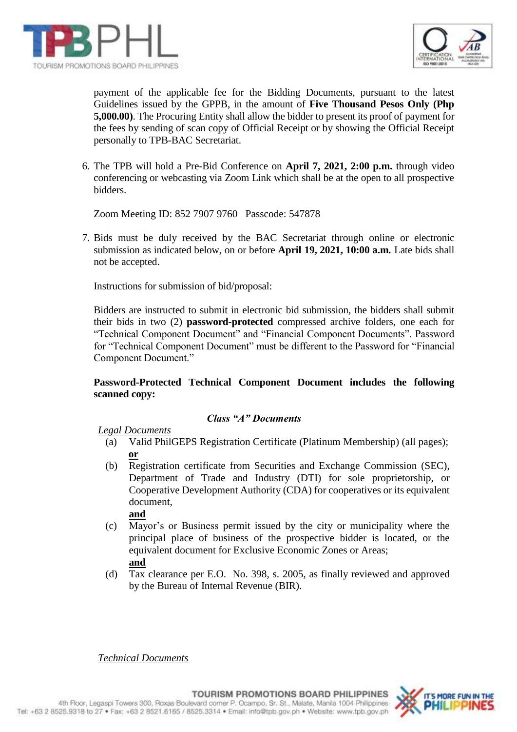payment of the applicable fee for the Bidding Documents, pursuant to the latest Guidelines issued by the GPPB, in the amount of **Five Thousand Pesos Only (Php 5,000.00)**. The Procuring Entity shall allow the bidder to present its proof of payment for the fees by sending of scan copy of Official Receipt or by showing the Official Receipt personally to TPB-BAC Secretariat.

6. The TPB will hold a Pre-Bid Conference on **April 7, 2021, 2:00 p.m.** through video conferencing or webcasting via Zoom Link which shall be at the open to all prospective bidders.

   Zoom Meeting ID: 852 7907 9760 Passcode: 547878

7. Bids must be duly received by the BAC Secretariat through online or electronic submission as indicated below, on or before **April 19, 2021, 10:00 a.m.** Late bids shall not be accepted.

   Instructions for submission of bid/proposal:

   Bidders are instructed to submit in electronic bid submission, the bidders shall submit their bids in two (2) **password-protected** compressed archive folders, one each for "Technical Component Document" and "Financial Component Documents". Password for "Technical Component Document" must be different to the Password for "Financial Component Document."

   **Password-Protected Technical Component Document includes the following scanned copy:**

   ***Class "A" Documents***

   *Legal Documents*

   (a) Valid PhilGEPS Registration Certificate (Platinum Membership) (all pages);
   **or**
   (b) Registration certificate from Securities and Exchange Commission (SEC), Department of Trade and Industry (DTI) for sole proprietorship, or Cooperative Development Authority (CDA) for cooperatives or its equivalent document,
   **and**
   (c) Mayor's or Business permit issued by the city or municipality where the principal place of business of the prospective bidder is located, or the equivalent document for Exclusive Economic Zones or Areas;
   **and**
   (d) Tax clearance per E.O. No. 398, s. 2005, as finally reviewed and approved by the Bureau of Internal Revenue (BIR).

   *Technical Documents*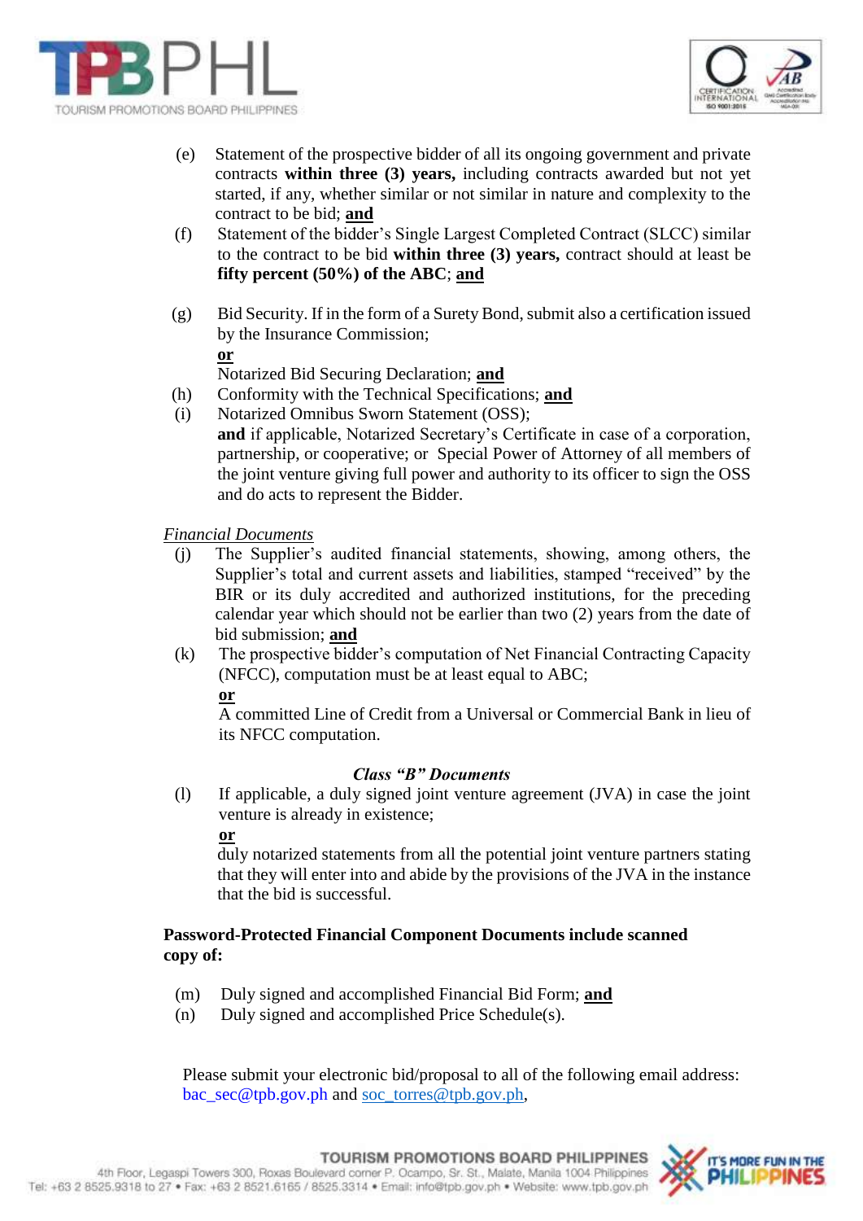(e) Statement of the prospective bidder of all its ongoing government and private contracts **within three (3) years,** including contracts awarded but not yet started, if any, whether similar or not similar in nature and complexity to the contract to be bid; **and**

(f) Statement of the bidder's Single Largest Completed Contract (SLCC) similar to the contract to be bid **within three (3) years,** contract should at least be **fifty percent (50%) of the ABC**; **and**

(g) Bid Security. If in the form of a Surety Bond, submit also a certification issued by the Insurance Commission;

**or**

Notarized Bid Securing Declaration; **and**

(h) Conformity with the Technical Specifications; **and**

(i) Notarized Omnibus Sworn Statement (OSS);

**and** if applicable, Notarized Secretary's Certificate in case of a corporation, partnership, or cooperative; or Special Power of Attorney of all members of the joint venture giving full power and authority to its officer to sign the OSS and do acts to represent the Bidder.

*Financial Documents*

(j) The Supplier's audited financial statements, showing, among others, the Supplier's total and current assets and liabilities, stamped "received" by the BIR or its duly accredited and authorized institutions, for the preceding calendar year which should not be earlier than two (2) years from the date of bid submission; **and**

(k) The prospective bidder's computation of Net Financial Contracting Capacity (NFCC), computation must be at least equal to ABC;

**or**

A committed Line of Credit from a Universal or Commercial Bank in lieu of its NFCC computation.

***Class "B" Documents***

(l) If applicable, a duly signed joint venture agreement (JVA) in case the joint venture is already in existence;

**or**

duly notarized statements from all the potential joint venture partners stating that they will enter into and abide by the provisions of the JVA in the instance that the bid is successful.

**Password-Protected Financial Component Documents include scanned copy of:**

(m) Duly signed and accomplished Financial Bid Form; **and**

(n) Duly signed and accomplished Price Schedule(s).

Please submit your electronic bid/proposal to all of the following email address: bac_sec@tpb.gov.ph and soc_torres@tpb.gov.ph,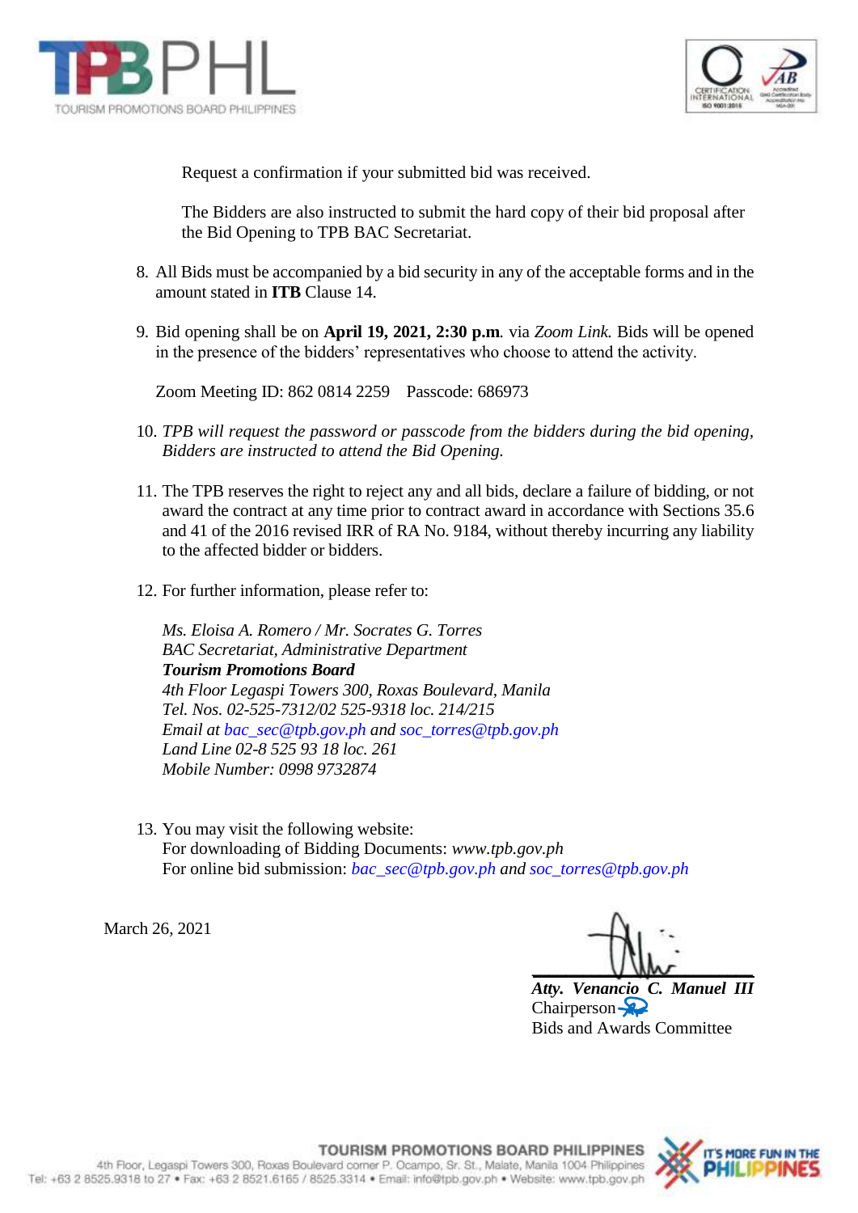Request a confirmation if your submitted bid was received.

The Bidders are also instructed to submit the hard copy of their bid proposal after the Bid Opening to TPB BAC Secretariat.

8. All Bids must be accompanied by a bid security in any of the acceptable forms and in the amount stated in **ITB** Clause 14.

9. Bid opening shall be on **April 19, 2021, 2:30 p.m***.* via *Zoom Link.* Bids will be opened in the presence of the bidders' representatives who choose to attend the activity.

   Zoom Meeting ID: 862 0814 2259 Passcode: 686973

10. *TPB will request the password or passcode from the bidders during the bid opening, Bidders are instructed to attend the Bid Opening.*

11. The TPB reserves the right to reject any and all bids, declare a failure of bidding, or not award the contract at any time prior to contract award in accordance with Sections 35.6 and 41 of the 2016 revised IRR of RA No. 9184, without thereby incurring any liability to the affected bidder or bidders.

12. For further information, please refer to:

    *Ms. Eloisa A. Romero / Mr. Socrates G. Torres*
    *BAC Secretariat, Administrative Department*
    ***Tourism Promotions Board***
    *4th Floor Legaspi Towers 300, Roxas Boulevard, Manila*
    *Tel. Nos. 02-525-7312/02 525-9318 loc. 214/215*
    *Email at bac_sec@tpb.gov.ph and soc_torres@tpb.gov.ph*
    *Land Line 02-8 525 93 18 loc. 261*
    *Mobile Number: 0998 9732874*

13. You may visit the following website:
    For downloading of Bidding Documents: *www.tpb.gov.ph*
    For online bid submission: *bac_sec@tpb.gov.ph and soc_torres@tpb.gov.ph*

March 26, 2021

***Atty. Venancio C. Manuel III***
Chairperson
Bids and Awards Committee